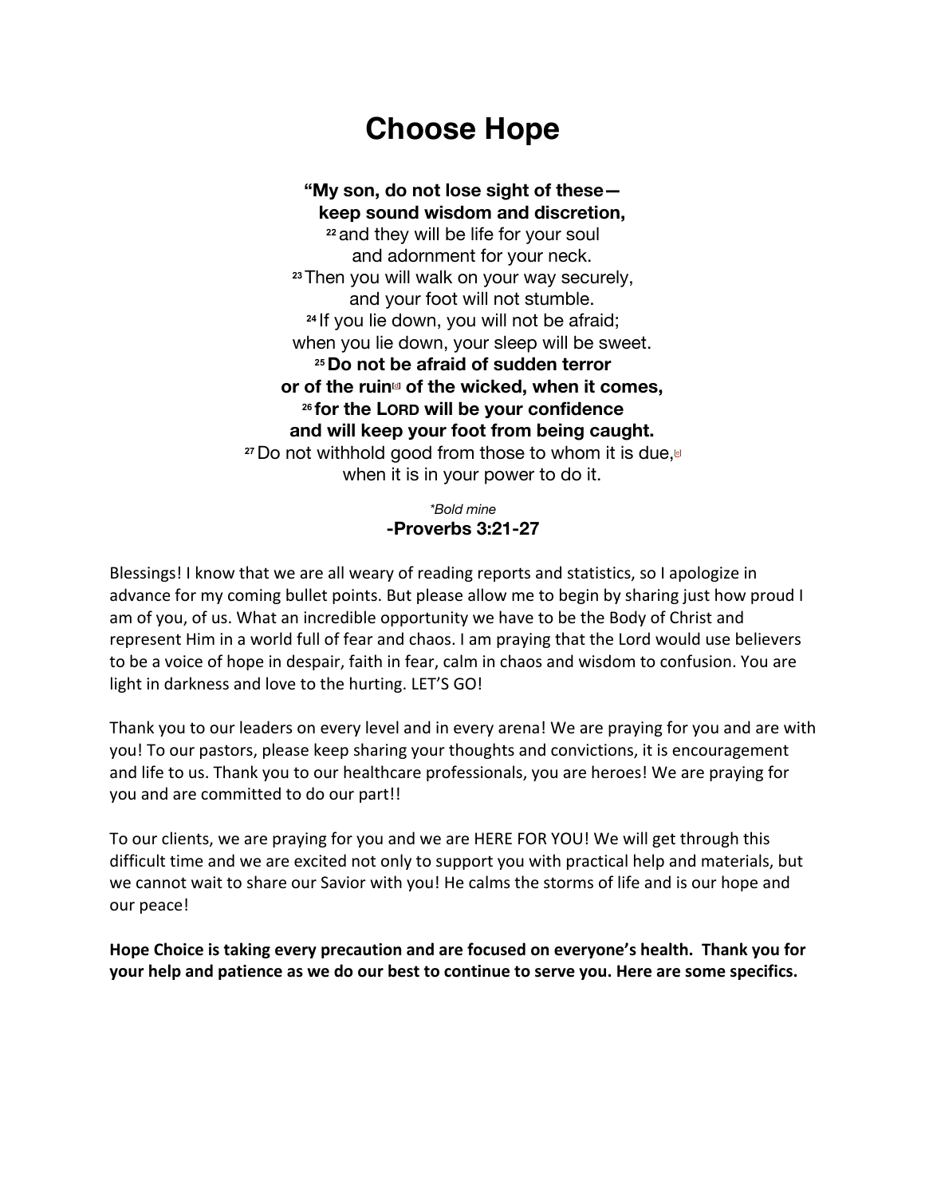# Choose Hope

**“My son, do not lose sight of these—**
**keep sound wisdom and discretion,**
[22] and they will be life for your soul
and adornment for your neck.
[23] Then you will walk on your way securely,
and your foot will not stumble.
[24] If you lie down, you will not be afraid;
when you lie down, your sleep will be sweet.
**[25] Do not be afraid of sudden terror**
**or of the ruin[d] of the wicked, when it comes,**
**[26] for the LORD will be your confidence**
**and will keep your foot from being caught.**
[27] Do not withhold good from those to whom it is due,[e]
when it is in your power to do it.

*\*Bold mine*

**-Proverbs 3:21-27**

Blessings! I know that we are all weary of reading reports and statistics, so I apologize in advance for my coming bullet points. But please allow me to begin by sharing just how proud I am of you, of us. What an incredible opportunity we have to be the Body of Christ and represent Him in a world full of fear and chaos. I am praying that the Lord would use believers to be a voice of hope in despair, faith in fear, calm in chaos and wisdom to confusion. You are light in darkness and love to the hurting. LET’S GO!

Thank you to our leaders on every level and in every arena! We are praying for you and are with you! To our pastors, please keep sharing your thoughts and convictions, it is encouragement and life to us. Thank you to our healthcare professionals, you are heroes! We are praying for you and are committed to do our part!!

To our clients, we are praying for you and we are HERE FOR YOU! We will get through this difficult time and we are excited not only to support you with practical help and materials, but we cannot wait to share our Savior with you! He calms the storms of life and is our hope and our peace!

**Hope Choice is taking every precaution and are focused on everyone’s health. Thank you for your help and patience as we do our best to continue to serve you. Here are some specifics.**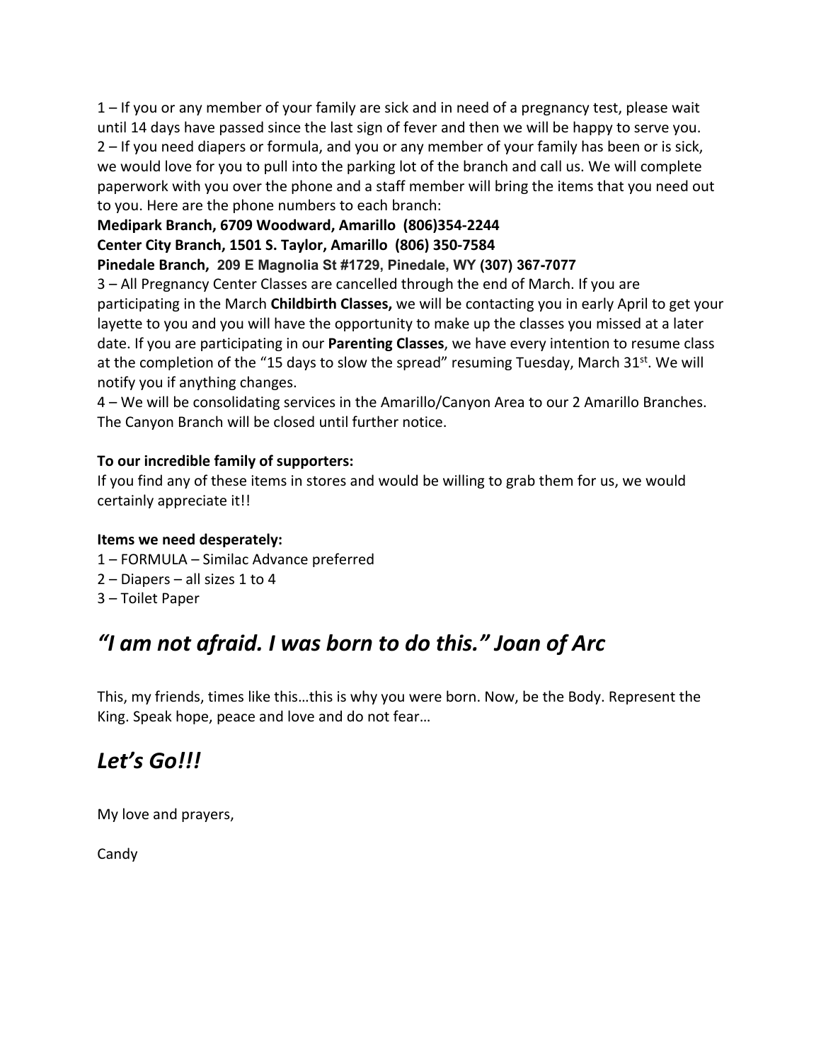1 – If you or any member of your family are sick and in need of a pregnancy test, please wait until 14 days have passed since the last sign of fever and then we will be happy to serve you.

2 – If you need diapers or formula, and you or any member of your family has been or is sick, we would love for you to pull into the parking lot of the branch and call us. We will complete paperwork with you over the phone and a staff member will bring the items that you need out to you. Here are the phone numbers to each branch:

**Medipark Branch, 6709 Woodward, Amarillo (806)354-2244**
**Center City Branch, 1501 S. Taylor, Amarillo (806) 350-7584**
**Pinedale Branch, 209 E Magnolia St #1729, Pinedale, WY (307) 367-7077**

3 – All Pregnancy Center Classes are cancelled through the end of March. If you are participating in the March **Childbirth Classes,** we will be contacting you in early April to get your layette to you and you will have the opportunity to make up the classes you missed at a later date. If you are participating in our **Parenting Classes**, we have every intention to resume class at the completion of the "15 days to slow the spread" resuming Tuesday, March 31st. We will notify you if anything changes.

4 – We will be consolidating services in the Amarillo/Canyon Area to our 2 Amarillo Branches. The Canyon Branch will be closed until further notice.

**To our incredible family of supporters:**
If you find any of these items in stores and would be willing to grab them for us, we would certainly appreciate it!!

**Items we need desperately:**
1 – FORMULA – Similac Advance preferred
2 – Diapers – all sizes 1 to 4
3 – Toilet Paper

## *"I am not afraid. I was born to do this." Joan of Arc*

This, my friends, times like this…this is why you were born. Now, be the Body. Represent the King. Speak hope, peace and love and do not fear…

## *Let's Go!!!*

My love and prayers,

Candy